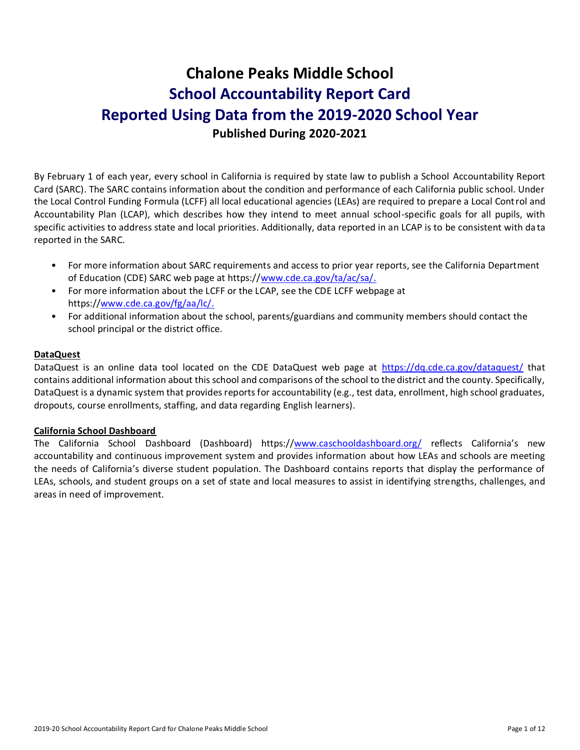# Chalone Peaks Middle School

## School Accountability Report Card

## Reported Using Data from the 2019-2020 School Year

### Published During 2020-2021

By February 1 of each year, every school in California is required by state law to publish a School Accountability Report Card (SARC). The SARC contains information about the condition and performance of each California public school. Under the Local Control Funding Formula (LCFF) all local educational agencies (LEAs) are required to prepare a Local Control and Accountability Plan (LCAP), which describes how they intend to meet annual school-specific goals for all pupils, with specific activities to address state and local priorities. Additionally, data reported in an LCAP is to be consistent with data reported in the SARC.

- For more information about SARC requirements and access to prior year reports, see the California Department of Education (CDE) SARC web page at https://www.cde.ca.gov/ta/ac/sa/.
- For more information about the LCFF or the LCAP, see the CDE LCFF webpage at https://www.cde.ca.gov/fg/aa/lc/.
- For additional information about the school, parents/guardians and community members should contact the school principal or the district office.

**DataQuest**

DataQuest is an online data tool located on the CDE DataQuest web page at https://dq.cde.ca.gov/dataquest/ that contains additional information about this school and comparisons of the school to the district and the county. Specifically, DataQuest is a dynamic system that provides reports for accountability (e.g., test data, enrollment, high school graduates, dropouts, course enrollments, staffing, and data regarding English learners).

**California School Dashboard**

The California School Dashboard (Dashboard) https://www.caschooldashboard.org/ reflects California's new accountability and continuous improvement system and provides information about how LEAs and schools are meeting the needs of California's diverse student population. The Dashboard contains reports that display the performance of LEAs, schools, and student groups on a set of state and local measures to assist in identifying strengths, challenges, and areas in need of improvement.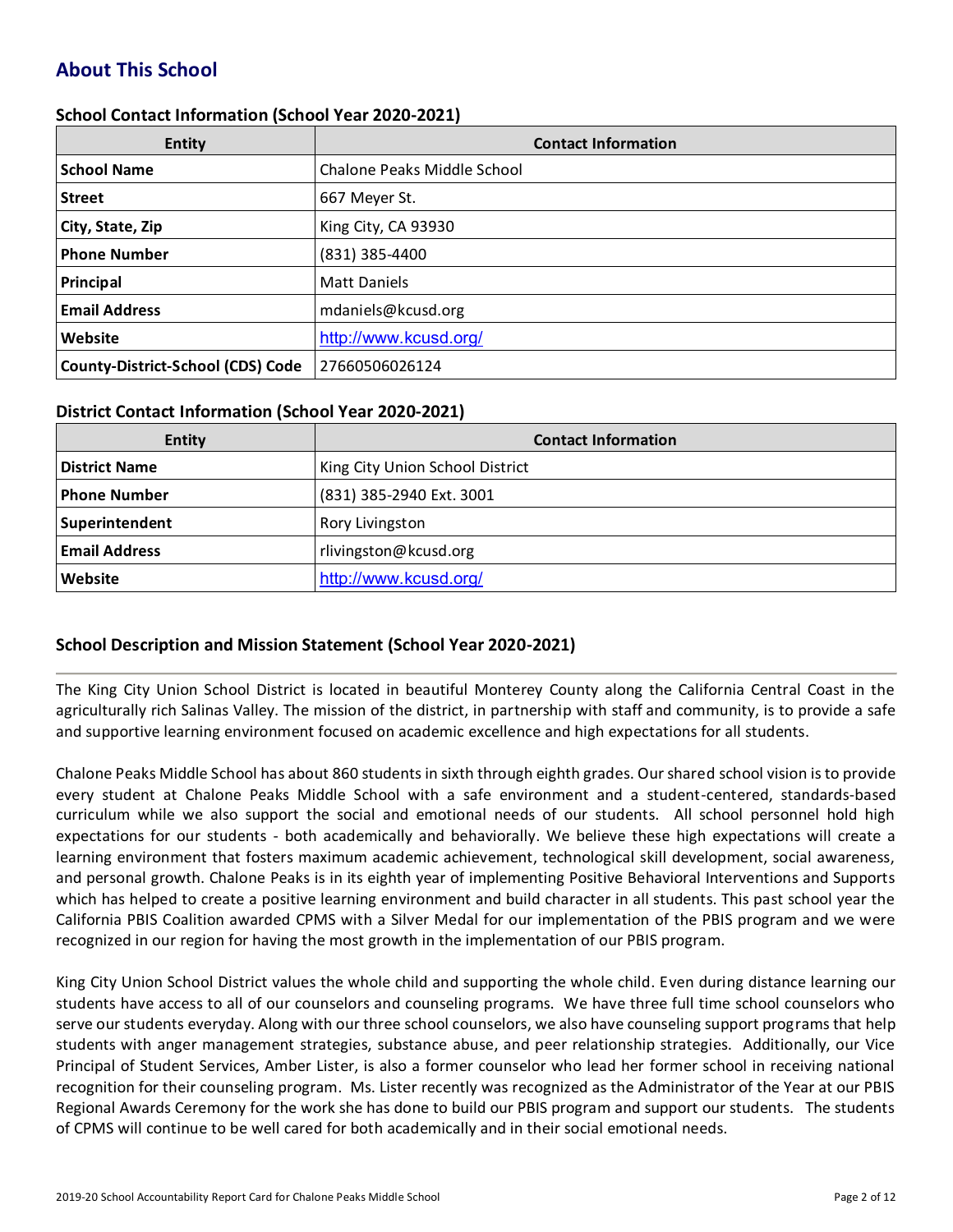## About This School

### School Contact Information (School Year 2020-2021)

| Entity | Contact Information |
|---|---|
| **School Name** | Chalone Peaks Middle School |
| **Street** | 667 Meyer St. |
| **City, State, Zip** | King City, CA 93930 |
| **Phone Number** | (831) 385-4400 |
| **Principal** | Matt Daniels |
| **Email Address** | mdaniels@kcusd.org |
| **Website** | http://www.kcusd.org/ |
| **County-District-School (CDS) Code** | 27660506026124 |

### District Contact Information (School Year 2020-2021)

| Entity | Contact Information |
|---|---|
| **District Name** | King City Union School District |
| **Phone Number** | (831) 385-2940 Ext. 3001 |
| **Superintendent** | Rory Livingston |
| **Email Address** | rlivingston@kcusd.org |
| **Website** | http://www.kcusd.org/ |

### School Description and Mission Statement (School Year 2020-2021)

The King City Union School District is located in beautiful Monterey County along the California Central Coast in the agriculturally rich Salinas Valley. The mission of the district, in partnership with staff and community, is to provide a safe and supportive learning environment focused on academic excellence and high expectations for all students.

Chalone Peaks Middle School has about 860 students in sixth through eighth grades. Our shared school vision is to provide every student at Chalone Peaks Middle School with a safe environment and a student-centered, standards-based curriculum while we also support the social and emotional needs of our students. All school personnel hold high expectations for our students - both academically and behaviorally. We believe these high expectations will create a learning environment that fosters maximum academic achievement, technological skill development, social awareness, and personal growth. Chalone Peaks is in its eighth year of implementing Positive Behavioral Interventions and Supports which has helped to create a positive learning environment and build character in all students. This past school year the California PBIS Coalition awarded CPMS with a Silver Medal for our implementation of the PBIS program and we were recognized in our region for having the most growth in the implementation of our PBIS program.

King City Union School District values the whole child and supporting the whole child. Even during distance learning our students have access to all of our counselors and counseling programs. We have three full time school counselors who serve our students everyday. Along with our three school counselors, we also have counseling support programs that help students with anger management strategies, substance abuse, and peer relationship strategies. Additionally, our Vice Principal of Student Services, Amber Lister, is also a former counselor who lead her former school in receiving national recognition for their counseling program. Ms. Lister recently was recognized as the Administrator of the Year at our PBIS Regional Awards Ceremony for the work she has done to build our PBIS program and support our students. The students of CPMS will continue to be well cared for both academically and in their social emotional needs.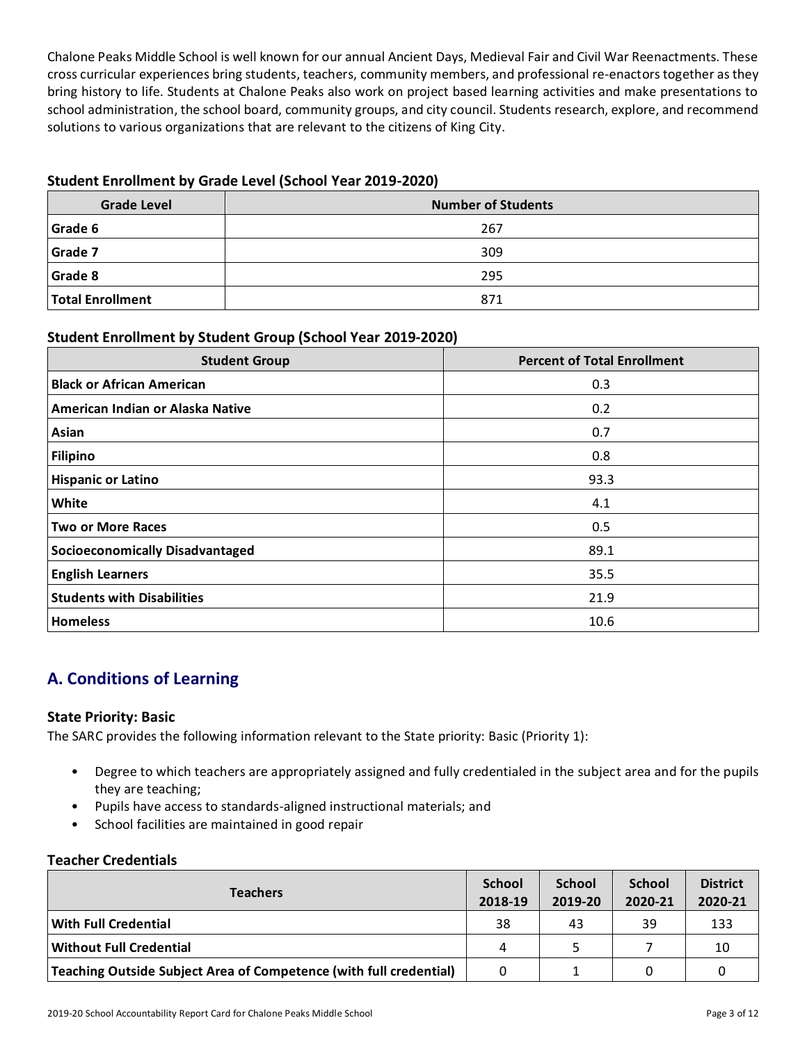Chalone Peaks Middle School is well known for our annual Ancient Days, Medieval Fair and Civil War Reenactments. These cross curricular experiences bring students, teachers, community members, and professional re-enactors together as they bring history to life. Students at Chalone Peaks also work on project based learning activities and make presentations to school administration, the school board, community groups, and city council. Students research, explore, and recommend solutions to various organizations that are relevant to the citizens of King City.

### Student Enrollment by Grade Level (School Year 2019-2020)

| Grade Level | Number of Students |
|---|---|
| **Grade 6** | 267 |
| **Grade 7** | 309 |
| **Grade 8** | 295 |
| **Total Enrollment** | 871 |

### Student Enrollment by Student Group (School Year 2019-2020)

| Student Group | Percent of Total Enrollment |
|---|---|
| **Black or African American** | 0.3 |
| **American Indian or Alaska Native** | 0.2 |
| **Asian** | 0.7 |
| **Filipino** | 0.8 |
| **Hispanic or Latino** | 93.3 |
| **White** | 4.1 |
| **Two or More Races** | 0.5 |
| **Socioeconomically Disadvantaged** | 89.1 |
| **English Learners** | 35.5 |
| **Students with Disabilities** | 21.9 |
| **Homeless** | 10.6 |

## A. Conditions of Learning

### State Priority: Basic

The SARC provides the following information relevant to the State priority: Basic (Priority 1):

- Degree to which teachers are appropriately assigned and fully credentialed in the subject area and for the pupils they are teaching;
- Pupils have access to standards-aligned instructional materials; and
- School facilities are maintained in good repair

### Teacher Credentials

| Teachers | School 2018-19 | School 2019-20 | School 2020-21 | District 2020-21 |
|---|---|---|---|---|
| **With Full Credential** | 38 | 43 | 39 | 133 |
| **Without Full Credential** | 4 | 5 | 7 | 10 |
| **Teaching Outside Subject Area of Competence (with full credential)** | 0 | 1 | 0 | 0 |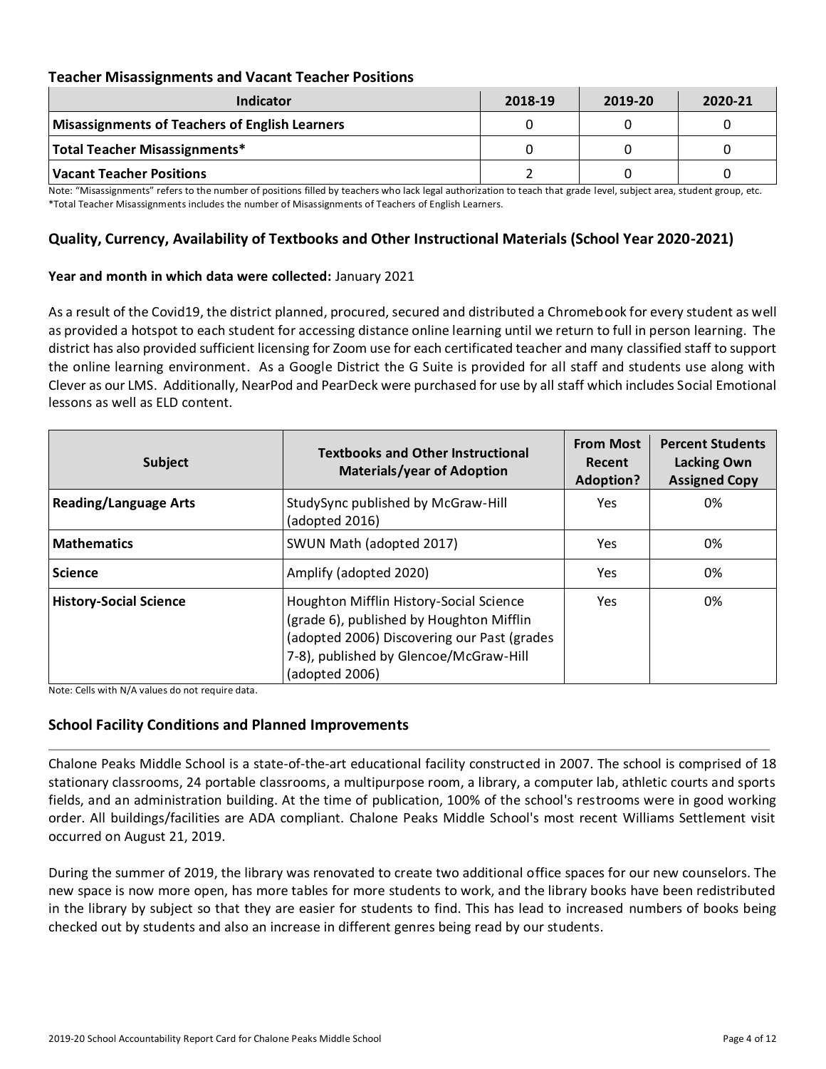## Teacher Misassignments and Vacant Teacher Positions

| Indicator | 2018-19 | 2019-20 | 2020-21 |
|---|---|---|---|
| **Misassignments of Teachers of English Learners** | 0 | 0 | 0 |
| **Total Teacher Misassignments*** | 0 | 0 | 0 |
| **Vacant Teacher Positions** | 2 | 0 | 0 |

Note: "Misassignments" refers to the number of positions filled by teachers who lack legal authorization to teach that grade level, subject area, student group, etc.
*Total Teacher Misassignments includes the number of Misassignments of Teachers of English Learners.

## Quality, Currency, Availability of Textbooks and Other Instructional Materials (School Year 2020-2021)

**Year and month in which data were collected:** January 2021

As a result of the Covid19, the district planned, procured, secured and distributed a Chromebook for every student as well as provided a hotspot to each student for accessing distance online learning until we return to full in person learning. The district has also provided sufficient licensing for Zoom use for each certificated teacher and many classified staff to support the online learning environment. As a Google District the G Suite is provided for all staff and students use along with Clever as our LMS. Additionally, NearPod and PearDeck were purchased for use by all staff which includes Social Emotional lessons as well as ELD content.

| Subject | Textbooks and Other Instructional Materials/year of Adoption | From Most Recent Adoption? | Percent Students Lacking Own Assigned Copy |
|---|---|---|---|
| **Reading/Language Arts** | StudySync published by McGraw-Hill (adopted 2016) | Yes | 0% |
| **Mathematics** | SWUN Math (adopted 2017) | Yes | 0% |
| **Science** | Amplify (adopted 2020) | Yes | 0% |
| **History-Social Science** | Houghton Mifflin History-Social Science (grade 6), published by Houghton Mifflin (adopted 2006) Discovering our Past (grades 7-8), published by Glencoe/McGraw-Hill (adopted 2006) | Yes | 0% |

Note: Cells with N/A values do not require data.

## School Facility Conditions and Planned Improvements

Chalone Peaks Middle School is a state-of-the-art educational facility constructed in 2007. The school is comprised of 18 stationary classrooms, 24 portable classrooms, a multipurpose room, a library, a computer lab, athletic courts and sports fields, and an administration building. At the time of publication, 100% of the school's restrooms were in good working order. All buildings/facilities are ADA compliant. Chalone Peaks Middle School's most recent Williams Settlement visit occurred on August 21, 2019.

During the summer of 2019, the library was renovated to create two additional office spaces for our new counselors. The new space is now more open, has more tables for more students to work, and the library books have been redistributed in the library by subject so that they are easier for students to find. This has lead to increased numbers of books being checked out by students and also an increase in different genres being read by our students.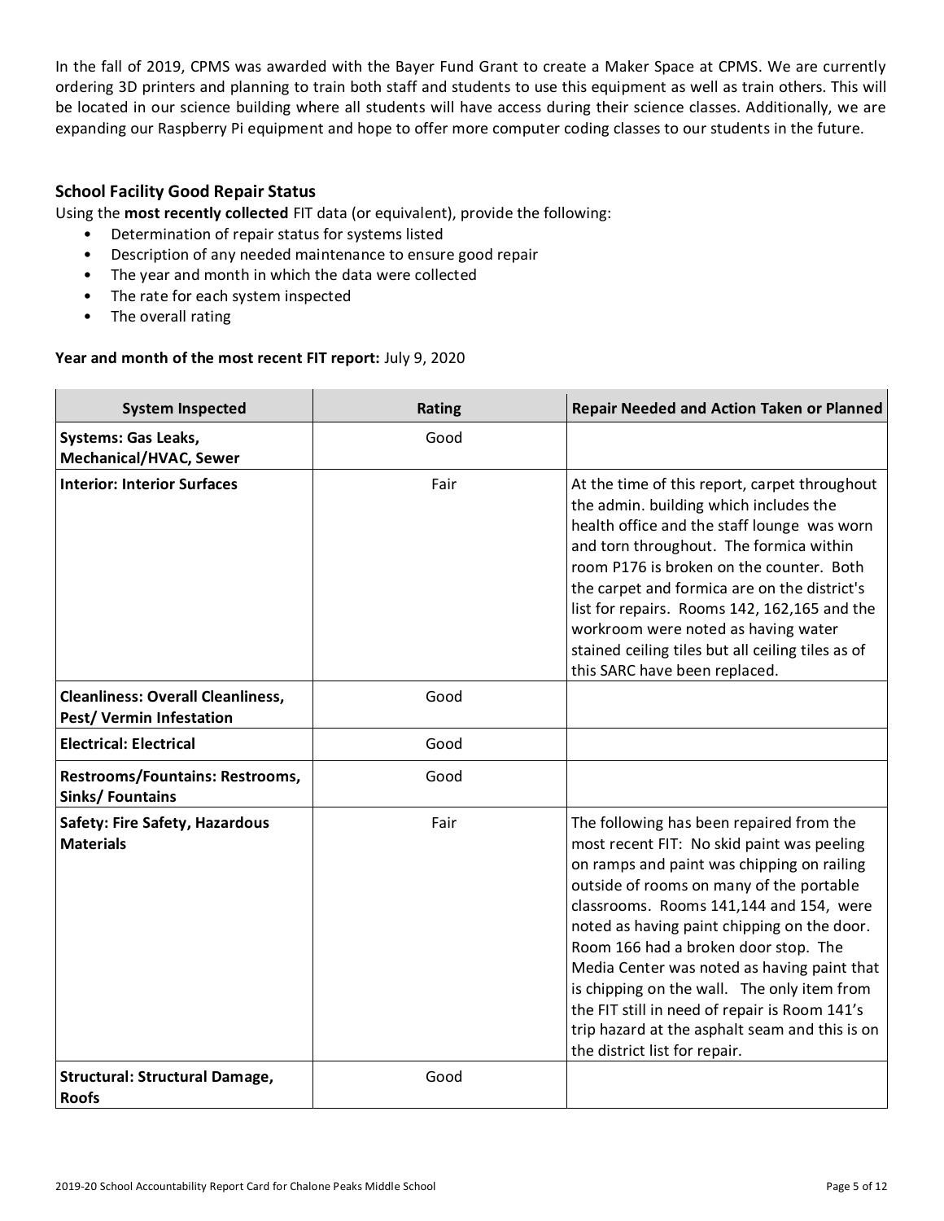In the fall of 2019, CPMS was awarded with the Bayer Fund Grant to create a Maker Space at CPMS. We are currently ordering 3D printers and planning to train both staff and students to use this equipment as well as train others. This will be located in our science building where all students will have access during their science classes. Additionally, we are expanding our Raspberry Pi equipment and hope to offer more computer coding classes to our students in the future.

### School Facility Good Repair Status

Using the **most recently collected** FIT data (or equivalent), provide the following:

- Determination of repair status for systems listed
- Description of any needed maintenance to ensure good repair
- The year and month in which the data were collected
- The rate for each system inspected
- The overall rating

**Year and month of the most recent FIT report:** July 9, 2020

| System Inspected | Rating | Repair Needed and Action Taken or Planned |
|---|---|---|
| **Systems: Gas Leaks, Mechanical/HVAC, Sewer** | Good | |
| **Interior: Interior Surfaces** | Fair | At the time of this report, carpet throughout the admin. building which includes the health office and the staff lounge was worn and torn throughout. The formica within room P176 is broken on the counter. Both the carpet and formica are on the district's list for repairs. Rooms 142, 162,165 and the workroom were noted as having water stained ceiling tiles but all ceiling tiles as of this SARC have been replaced. |
| **Cleanliness: Overall Cleanliness, Pest/ Vermin Infestation** | Good | |
| **Electrical: Electrical** | Good | |
| **Restrooms/Fountains: Restrooms, Sinks/ Fountains** | Good | |
| **Safety: Fire Safety, Hazardous Materials** | Fair | The following has been repaired from the most recent FIT: No skid paint was peeling on ramps and paint was chipping on railing outside of rooms on many of the portable classrooms. Rooms 141,144 and 154, were noted as having paint chipping on the door. Room 166 had a broken door stop. The Media Center was noted as having paint that is chipping on the wall. The only item from the FIT still in need of repair is Room 141's trip hazard at the asphalt seam and this is on the district list for repair. |
| **Structural: Structural Damage, Roofs** | Good | |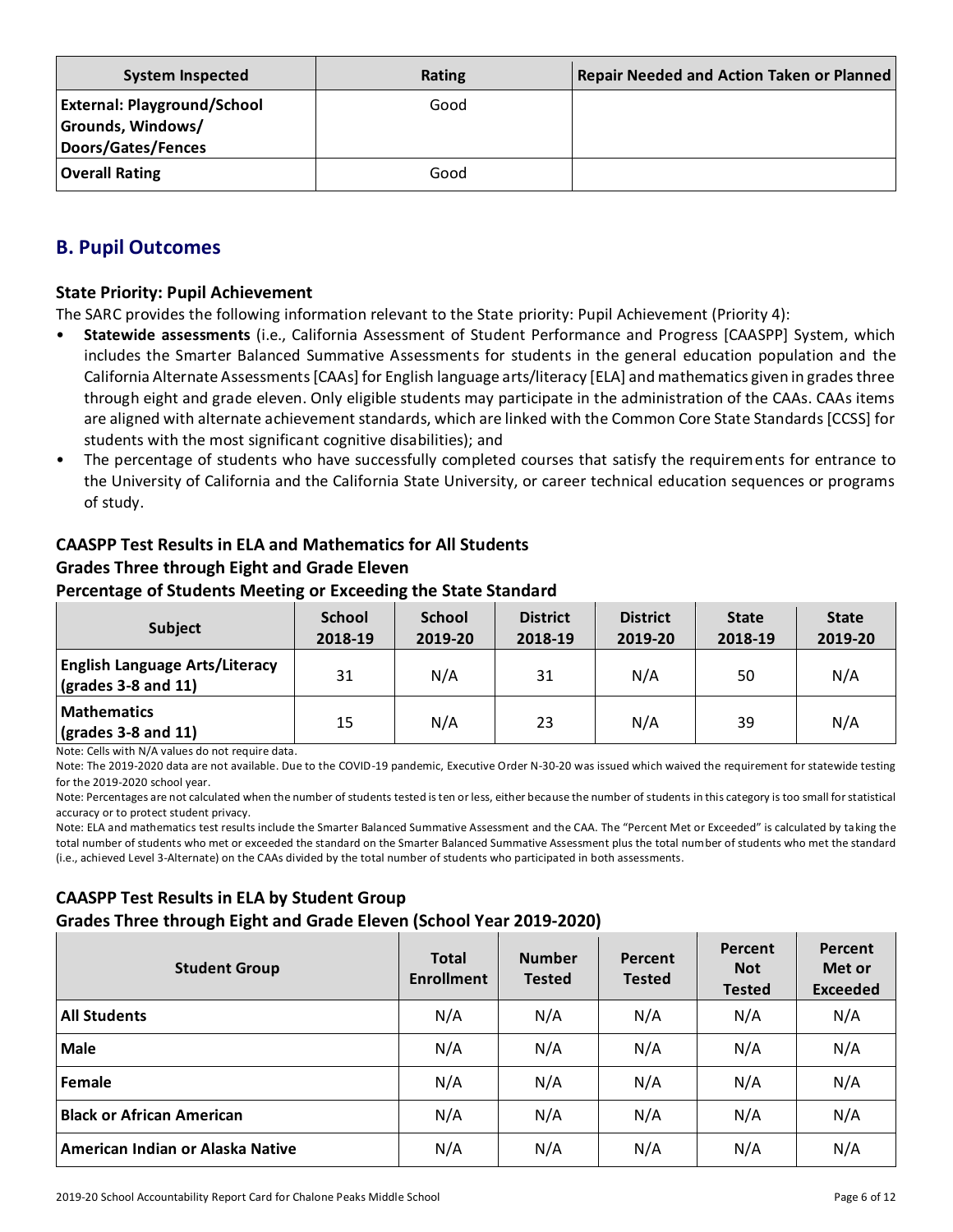| System Inspected | Rating | Repair Needed and Action Taken or Planned |
|---|---|---|
| **External: Playground/School Grounds, Windows/ Doors/Gates/Fences** | Good | |
| **Overall Rating** | Good | |

## B. Pupil Outcomes

### State Priority: Pupil Achievement

The SARC provides the following information relevant to the State priority: Pupil Achievement (Priority 4):

- **Statewide assessments** (i.e., California Assessment of Student Performance and Progress [CAASPP] System, which includes the Smarter Balanced Summative Assessments for students in the general education population and the California Alternate Assessments [CAAs] for English language arts/literacy [ELA] and mathematics given in grades three through eight and grade eleven. Only eligible students may participate in the administration of the CAAs. CAAs items are aligned with alternate achievement standards, which are linked with the Common Core State Standards [CCSS] for students with the most significant cognitive disabilities); and
- The percentage of students who have successfully completed courses that satisfy the requirements for entrance to the University of California and the California State University, or career technical education sequences or programs of study.

### CAASPP Test Results in ELA and Mathematics for All Students
### Grades Three through Eight and Grade Eleven
### Percentage of Students Meeting or Exceeding the State Standard

| Subject | School 2018-19 | School 2019-20 | District 2018-19 | District 2019-20 | State 2018-19 | State 2019-20 |
|---|---|---|---|---|---|---|
| **English Language Arts/Literacy (grades 3-8 and 11)** | 31 | N/A | 31 | N/A | 50 | N/A |
| **Mathematics (grades 3-8 and 11)** | 15 | N/A | 23 | N/A | 39 | N/A |

Note: Cells with N/A values do not require data.

Note: The 2019-2020 data are not available. Due to the COVID-19 pandemic, Executive Order N-30-20 was issued which waived the requirement for statewide testing for the 2019-2020 school year.

Note: Percentages are not calculated when the number of students tested is ten or less, either because the number of students in this category is too small for statistical accuracy or to protect student privacy.

Note: ELA and mathematics test results include the Smarter Balanced Summative Assessment and the CAA. The "Percent Met or Exceeded" is calculated by taking the total number of students who met or exceeded the standard on the Smarter Balanced Summative Assessment plus the total number of students who met the standard (i.e., achieved Level 3-Alternate) on the CAAs divided by the total number of students who participated in both assessments.

### CAASPP Test Results in ELA by Student Group
### Grades Three through Eight and Grade Eleven (School Year 2019-2020)

| Student Group | Total Enrollment | Number Tested | Percent Tested | Percent Not Tested | Percent Met or Exceeded |
|---|---|---|---|---|---|
| **All Students** | N/A | N/A | N/A | N/A | N/A |
| **Male** | N/A | N/A | N/A | N/A | N/A |
| **Female** | N/A | N/A | N/A | N/A | N/A |
| **Black or African American** | N/A | N/A | N/A | N/A | N/A |
| **American Indian or Alaska Native** | N/A | N/A | N/A | N/A | N/A |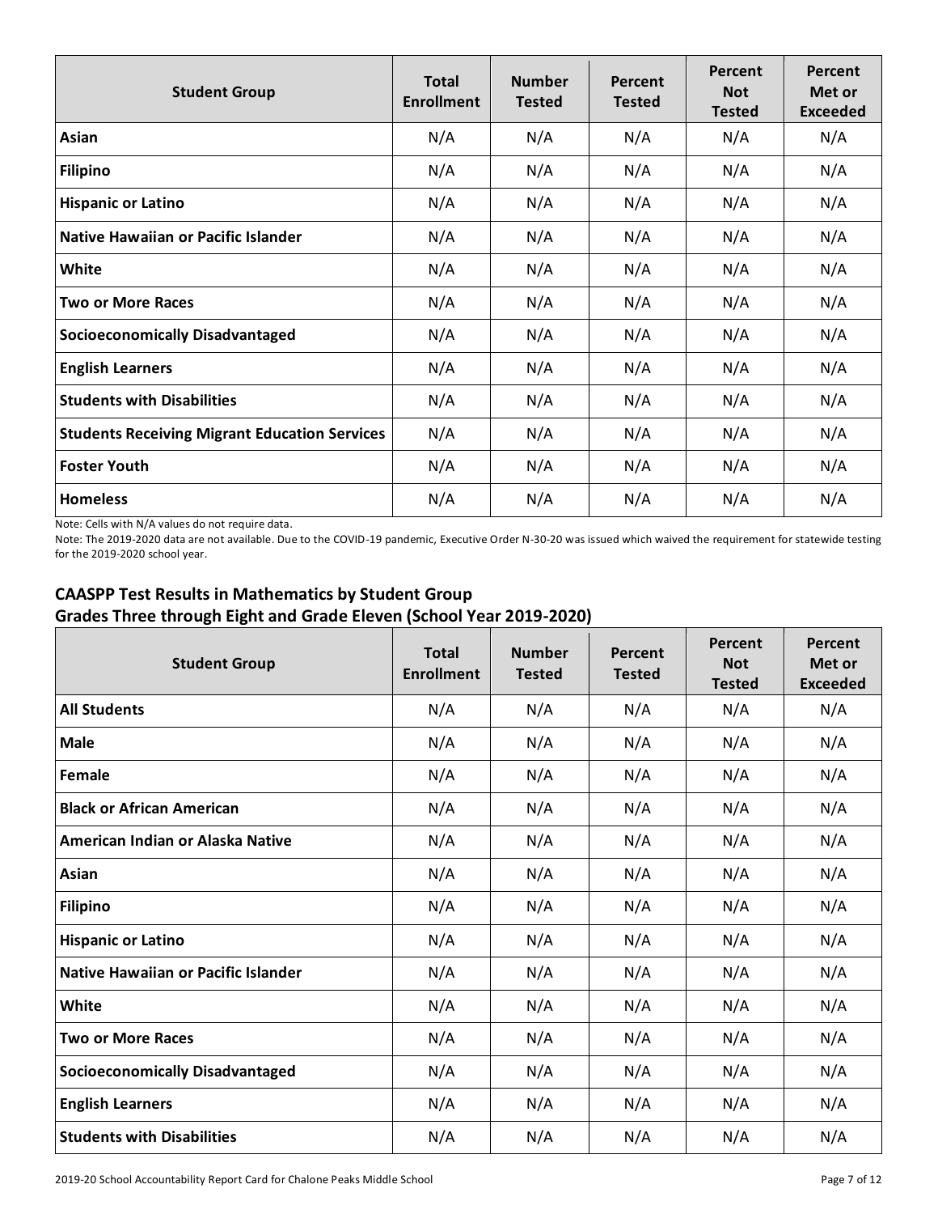| Student Group | Total Enrollment | Number Tested | Percent Tested | Percent Not Tested | Percent Met or Exceeded |
|---|---|---|---|---|---|
| Asian | N/A | N/A | N/A | N/A | N/A |
| Filipino | N/A | N/A | N/A | N/A | N/A |
| Hispanic or Latino | N/A | N/A | N/A | N/A | N/A |
| Native Hawaiian or Pacific Islander | N/A | N/A | N/A | N/A | N/A |
| White | N/A | N/A | N/A | N/A | N/A |
| Two or More Races | N/A | N/A | N/A | N/A | N/A |
| Socioeconomically Disadvantaged | N/A | N/A | N/A | N/A | N/A |
| English Learners | N/A | N/A | N/A | N/A | N/A |
| Students with Disabilities | N/A | N/A | N/A | N/A | N/A |
| Students Receiving Migrant Education Services | N/A | N/A | N/A | N/A | N/A |
| Foster Youth | N/A | N/A | N/A | N/A | N/A |
| Homeless | N/A | N/A | N/A | N/A | N/A |

Note: Cells with N/A values do not require data.

Note: The 2019-2020 data are not available. Due to the COVID-19 pandemic, Executive Order N-30-20 was issued which waived the requirement for statewide testing for the 2019-2020 school year.

## CAASPP Test Results in Mathematics by Student Group Grades Three through Eight and Grade Eleven (School Year 2019-2020)

| Student Group | Total Enrollment | Number Tested | Percent Tested | Percent Not Tested | Percent Met or Exceeded |
|---|---|---|---|---|---|
| All Students | N/A | N/A | N/A | N/A | N/A |
| Male | N/A | N/A | N/A | N/A | N/A |
| Female | N/A | N/A | N/A | N/A | N/A |
| Black or African American | N/A | N/A | N/A | N/A | N/A |
| American Indian or Alaska Native | N/A | N/A | N/A | N/A | N/A |
| Asian | N/A | N/A | N/A | N/A | N/A |
| Filipino | N/A | N/A | N/A | N/A | N/A |
| Hispanic or Latino | N/A | N/A | N/A | N/A | N/A |
| Native Hawaiian or Pacific Islander | N/A | N/A | N/A | N/A | N/A |
| White | N/A | N/A | N/A | N/A | N/A |
| Two or More Races | N/A | N/A | N/A | N/A | N/A |
| Socioeconomically Disadvantaged | N/A | N/A | N/A | N/A | N/A |
| English Learners | N/A | N/A | N/A | N/A | N/A |
| Students with Disabilities | N/A | N/A | N/A | N/A | N/A |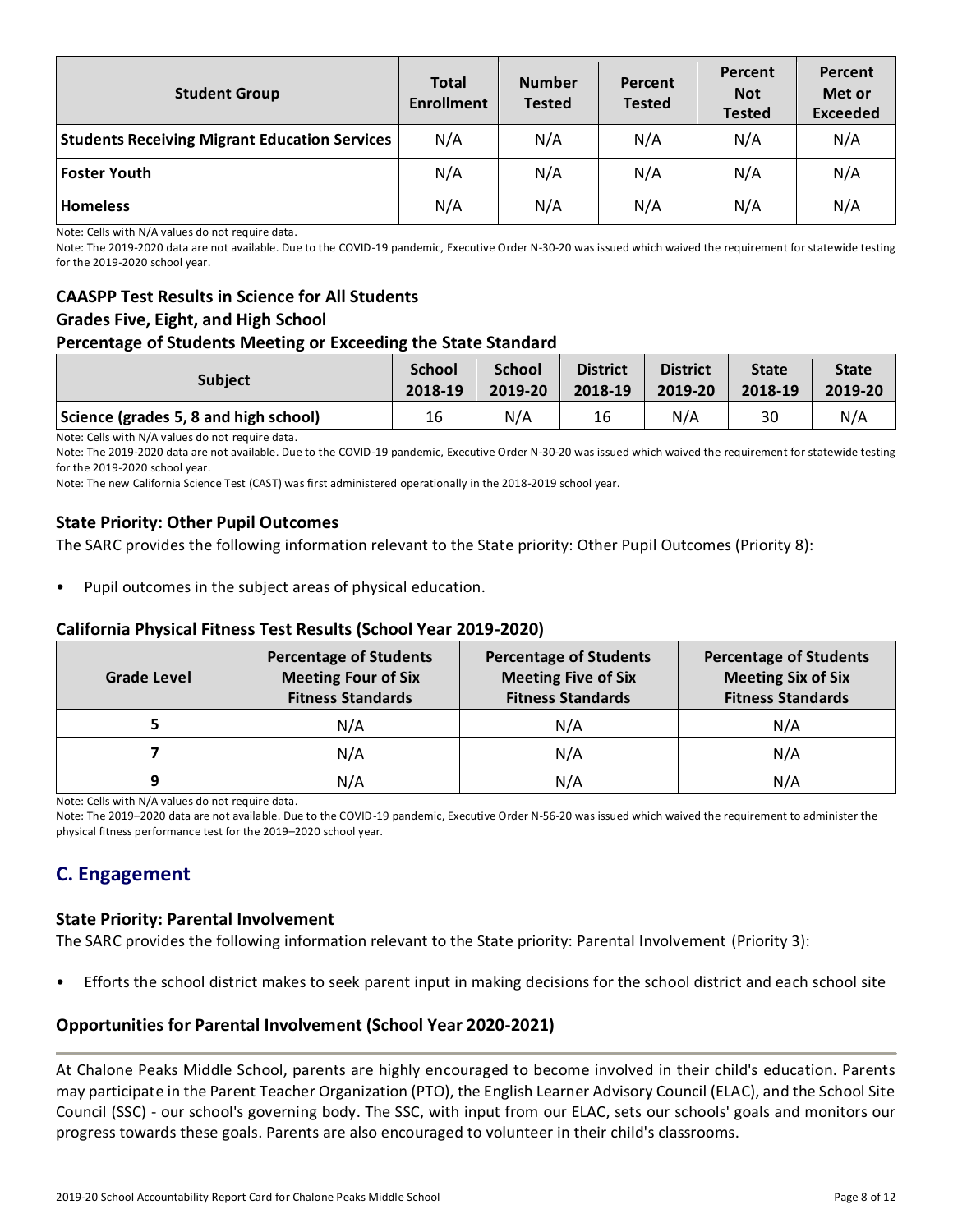| Student Group | Total Enrollment | Number Tested | Percent Tested | Percent Not Tested | Percent Met or Exceeded |
|---|---|---|---|---|---|
| **Students Receiving Migrant Education Services** | N/A | N/A | N/A | N/A | N/A |
| **Foster Youth** | N/A | N/A | N/A | N/A | N/A |
| **Homeless** | N/A | N/A | N/A | N/A | N/A |

Note: Cells with N/A values do not require data.

Note: The 2019-2020 data are not available. Due to the COVID-19 pandemic, Executive Order N-30-20 was issued which waived the requirement for statewide testing for the 2019-2020 school year.

### CAASPP Test Results in Science for All Students
### Grades Five, Eight, and High School
### Percentage of Students Meeting or Exceeding the State Standard

| Subject | School 2018-19 | School 2019-20 | District 2018-19 | District 2019-20 | State 2018-19 | State 2019-20 |
|---|---|---|---|---|---|---|
| **Science (grades 5, 8 and high school)** | 16 | N/A | 16 | N/A | 30 | N/A |

Note: Cells with N/A values do not require data.

Note: The 2019-2020 data are not available. Due to the COVID-19 pandemic, Executive Order N-30-20 was issued which waived the requirement for statewide testing for the 2019-2020 school year.

Note: The new California Science Test (CAST) was first administered operationally in the 2018-2019 school year.

### State Priority: Other Pupil Outcomes

The SARC provides the following information relevant to the State priority: Other Pupil Outcomes (Priority 8):

- Pupil outcomes in the subject areas of physical education.

### California Physical Fitness Test Results (School Year 2019-2020)

| Grade Level | Percentage of Students Meeting Four of Six Fitness Standards | Percentage of Students Meeting Five of Six Fitness Standards | Percentage of Students Meeting Six of Six Fitness Standards |
|---|---|---|---|
| **5** | N/A | N/A | N/A |
| **7** | N/A | N/A | N/A |
| **9** | N/A | N/A | N/A |

Note: Cells with N/A values do not require data.

Note: The 2019–2020 data are not available. Due to the COVID-19 pandemic, Executive Order N-56-20 was issued which waived the requirement to administer the physical fitness performance test for the 2019–2020 school year.

## C. Engagement

### State Priority: Parental Involvement

The SARC provides the following information relevant to the State priority: Parental Involvement (Priority 3):

- Efforts the school district makes to seek parent input in making decisions for the school district and each school site

### Opportunities for Parental Involvement (School Year 2020-2021)

At Chalone Peaks Middle School, parents are highly encouraged to become involved in their child's education. Parents may participate in the Parent Teacher Organization (PTO), the English Learner Advisory Council (ELAC), and the School Site Council (SSC) - our school's governing body. The SSC, with input from our ELAC, sets our schools' goals and monitors our progress towards these goals. Parents are also encouraged to volunteer in their child's classrooms.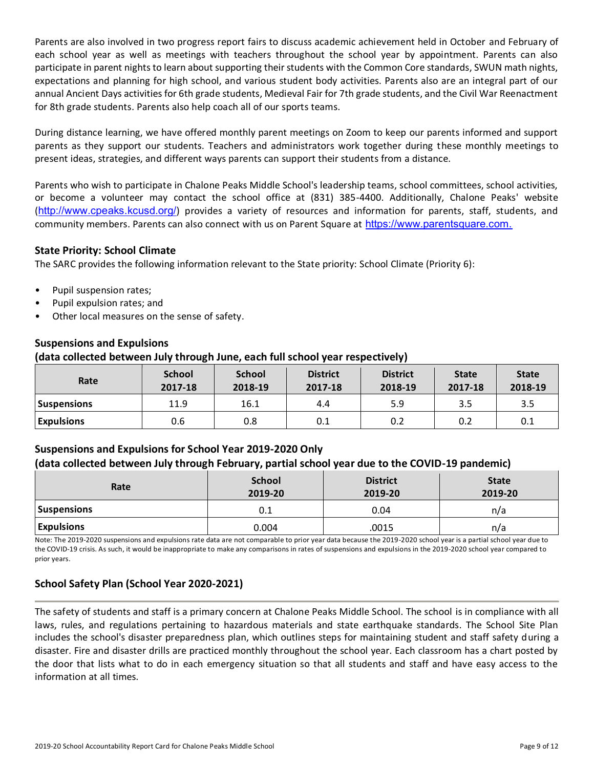Parents are also involved in two progress report fairs to discuss academic achievement held in October and February of each school year as well as meetings with teachers throughout the school year by appointment. Parents can also participate in parent nights to learn about supporting their students with the Common Core standards, SWUN math nights, expectations and planning for high school, and various student body activities. Parents also are an integral part of our annual Ancient Days activities for 6th grade students, Medieval Fair for 7th grade students, and the Civil War Reenactment for 8th grade students. Parents also help coach all of our sports teams.

During distance learning, we have offered monthly parent meetings on Zoom to keep our parents informed and support parents as they support our students. Teachers and administrators work together during these monthly meetings to present ideas, strategies, and different ways parents can support their students from a distance.

Parents who wish to participate in Chalone Peaks Middle School's leadership teams, school committees, school activities, or become a volunteer may contact the school office at (831) 385-4400. Additionally, Chalone Peaks' website (http://www.cpeaks.kcusd.org/) provides a variety of resources and information for parents, staff, students, and community members. Parents can also connect with us on Parent Square at https://www.parentsquare.com.

### State Priority: School Climate

The SARC provides the following information relevant to the State priority: School Climate (Priority 6):

- Pupil suspension rates;
- Pupil expulsion rates; and
- Other local measures on the sense of safety.

### Suspensions and Expulsions
**(data collected between July through June, each full school year respectively)**

| Rate | School 2017-18 | School 2018-19 | District 2017-18 | District 2018-19 | State 2017-18 | State 2018-19 |
|---|---|---|---|---|---|---|
| **Suspensions** | 11.9 | 16.1 | 4.4 | 5.9 | 3.5 | 3.5 |
| **Expulsions** | 0.6 | 0.8 | 0.1 | 0.2 | 0.2 | 0.1 |

### Suspensions and Expulsions for School Year 2019-2020 Only
**(data collected between July through February, partial school year due to the COVID-19 pandemic)**

| Rate | School 2019-20 | District 2019-20 | State 2019-20 |
|---|---|---|---|
| **Suspensions** | 0.1 | 0.04 | n/a |
| **Expulsions** | 0.004 | .0015 | n/a |

Note: The 2019-2020 suspensions and expulsions rate data are not comparable to prior year data because the 2019-2020 school year is a partial school year due to the COVID-19 crisis. As such, it would be inappropriate to make any comparisons in rates of suspensions and expulsions in the 2019-2020 school year compared to prior years.

### School Safety Plan (School Year 2020-2021)

The safety of students and staff is a primary concern at Chalone Peaks Middle School. The school is in compliance with all laws, rules, and regulations pertaining to hazardous materials and state earthquake standards. The School Site Plan includes the school's disaster preparedness plan, which outlines steps for maintaining student and staff safety during a disaster. Fire and disaster drills are practiced monthly throughout the school year. Each classroom has a chart posted by the door that lists what to do in each emergency situation so that all students and staff and have easy access to the information at all times.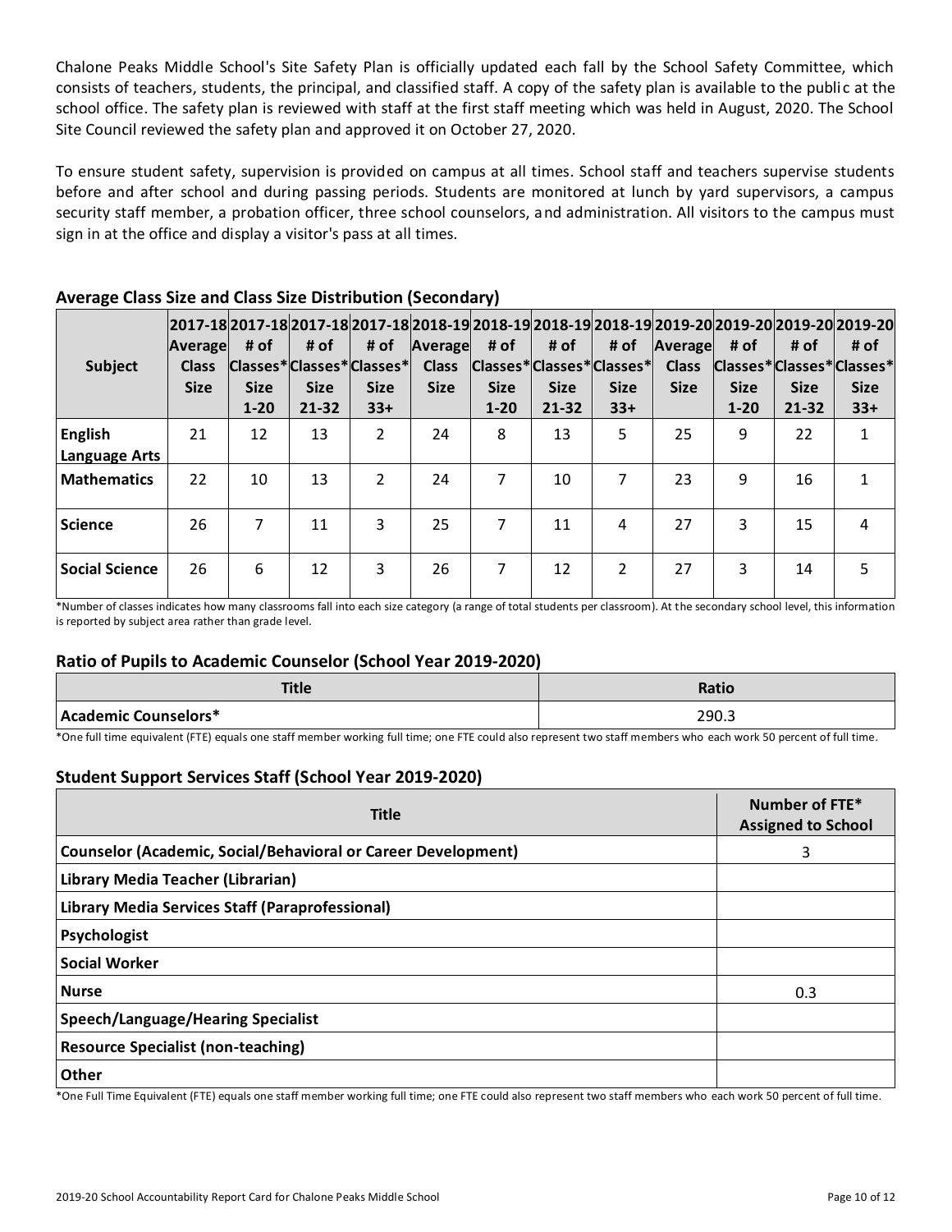Chalone Peaks Middle School's Site Safety Plan is officially updated each fall by the School Safety Committee, which consists of teachers, students, the principal, and classified staff. A copy of the safety plan is available to the public at the school office. The safety plan is reviewed with staff at the first staff meeting which was held in August, 2020. The School Site Council reviewed the safety plan and approved it on October 27, 2020.

To ensure student safety, supervision is provided on campus at all times. School staff and teachers supervise students before and after school and during passing periods. Students are monitored at lunch by yard supervisors, a campus security staff member, a probation officer, three school counselors, and administration. All visitors to the campus must sign in at the office and display a visitor's pass at all times.

## Average Class Size and Class Size Distribution (Secondary)

| Subject | 2017-18 Average Class Size | 2017-18 # of Classes* Size 1-20 | 2017-18 # of Classes* Size 21-32 | 2017-18 # of Classes* Size 33+ | 2018-19 Average Class Size | 2018-19 # of Classes* Size 1-20 | 2018-19 # of Classes* Size 21-32 | 2018-19 # of Classes* Size 33+ | 2019-20 Average Class Size | 2019-20 # of Classes* Size 1-20 | 2019-20 # of Classes* Size 21-32 | 2019-20 # of Classes* Size 33+ |
|---|---|---|---|---|---|---|---|---|---|---|---|---|
| English Language Arts | 21 | 12 | 13 | 2 | 24 | 8 | 13 | 5 | 25 | 9 | 22 | 1 |
| Mathematics | 22 | 10 | 13 | 2 | 24 | 7 | 10 | 7 | 23 | 9 | 16 | 1 |
| Science | 26 | 7 | 11 | 3 | 25 | 7 | 11 | 4 | 27 | 3 | 15 | 4 |
| Social Science | 26 | 6 | 12 | 3 | 26 | 7 | 12 | 2 | 27 | 3 | 14 | 5 |

*Number of classes indicates how many classrooms fall into each size category (a range of total students per classroom). At the secondary school level, this information is reported by subject area rather than grade level.

## Ratio of Pupils to Academic Counselor (School Year 2019-2020)

| Title | Ratio |
|---|---|
| Academic Counselors* | 290.3 |

*One full time equivalent (FTE) equals one staff member working full time; one FTE could also represent two staff members who each work 50 percent of full time.

## Student Support Services Staff (School Year 2019-2020)

| Title | Number of FTE* Assigned to School |
|---|---|
| Counselor (Academic, Social/Behavioral or Career Development) | 3 |
| Library Media Teacher (Librarian) | |
| Library Media Services Staff (Paraprofessional) | |
| Psychologist | |
| Social Worker | |
| Nurse | 0.3 |
| Speech/Language/Hearing Specialist | |
| Resource Specialist (non-teaching) | |
| Other | |

*One Full Time Equivalent (FTE) equals one staff member working full time; one FTE could also represent two staff members who each work 50 percent of full time.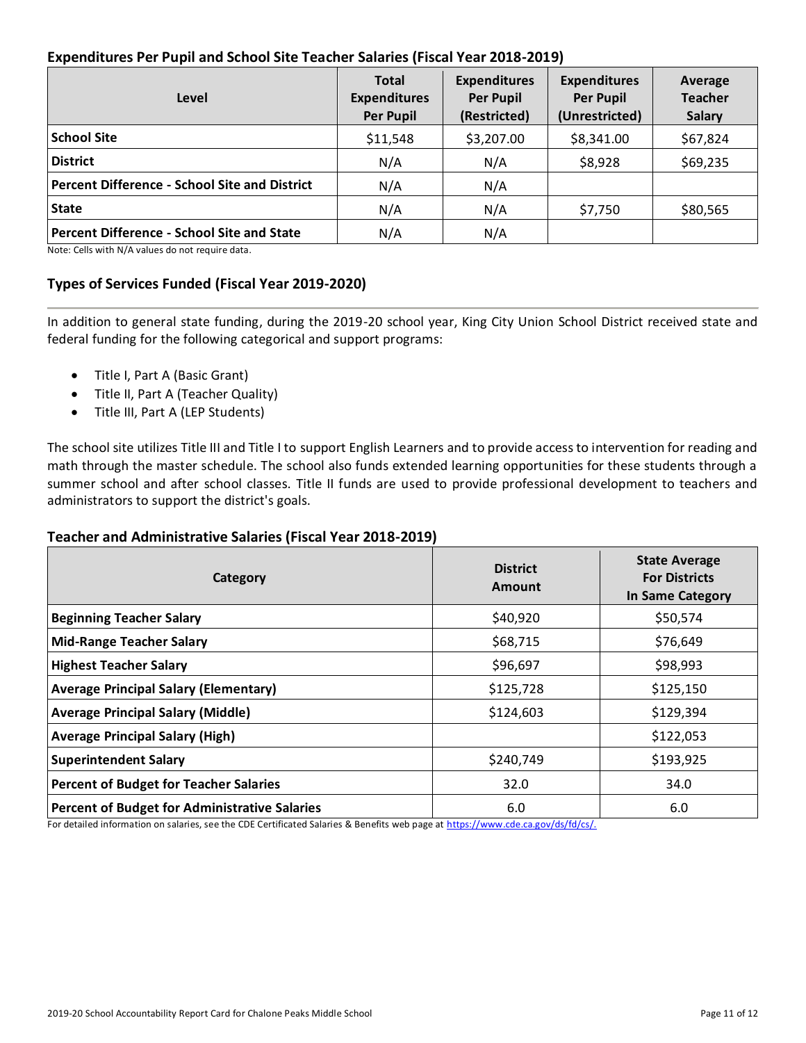### Expenditures Per Pupil and School Site Teacher Salaries (Fiscal Year 2018-2019)

| Level | Total Expenditures Per Pupil | Expenditures Per Pupil (Restricted) | Expenditures Per Pupil (Unrestricted) | Average Teacher Salary |
|---|---|---|---|---|
| **School Site** | $11,548 | $3,207.00 | $8,341.00 | $67,824 |
| **District** | N/A | N/A | $8,928 | $69,235 |
| **Percent Difference - School Site and District** | N/A | N/A | | |
| **State** | N/A | N/A | $7,750 | $80,565 |
| **Percent Difference - School Site and State** | N/A | N/A | | |

Note: Cells with N/A values do not require data.

### Types of Services Funded (Fiscal Year 2019-2020)

In addition to general state funding, during the 2019-20 school year, King City Union School District received state and federal funding for the following categorical and support programs:

- Title I, Part A (Basic Grant)
- Title II, Part A (Teacher Quality)
- Title III, Part A (LEP Students)

The school site utilizes Title III and Title I to support English Learners and to provide access to intervention for reading and math through the master schedule. The school also funds extended learning opportunities for these students through a summer school and after school classes. Title II funds are used to provide professional development to teachers and administrators to support the district's goals.

### Teacher and Administrative Salaries (Fiscal Year 2018-2019)

| Category | District Amount | State Average For Districts In Same Category |
|---|---|---|
| **Beginning Teacher Salary** | $40,920 | $50,574 |
| **Mid-Range Teacher Salary** | $68,715 | $76,649 |
| **Highest Teacher Salary** | $96,697 | $98,993 |
| **Average Principal Salary (Elementary)** | $125,728 | $125,150 |
| **Average Principal Salary (Middle)** | $124,603 | $129,394 |
| **Average Principal Salary (High)** | | $122,053 |
| **Superintendent Salary** | $240,749 | $193,925 |
| **Percent of Budget for Teacher Salaries** | 32.0 | 34.0 |
| **Percent of Budget for Administrative Salaries** | 6.0 | 6.0 |

For detailed information on salaries, see the CDE Certificated Salaries & Benefits web page at https://www.cde.ca.gov/ds/fd/cs/.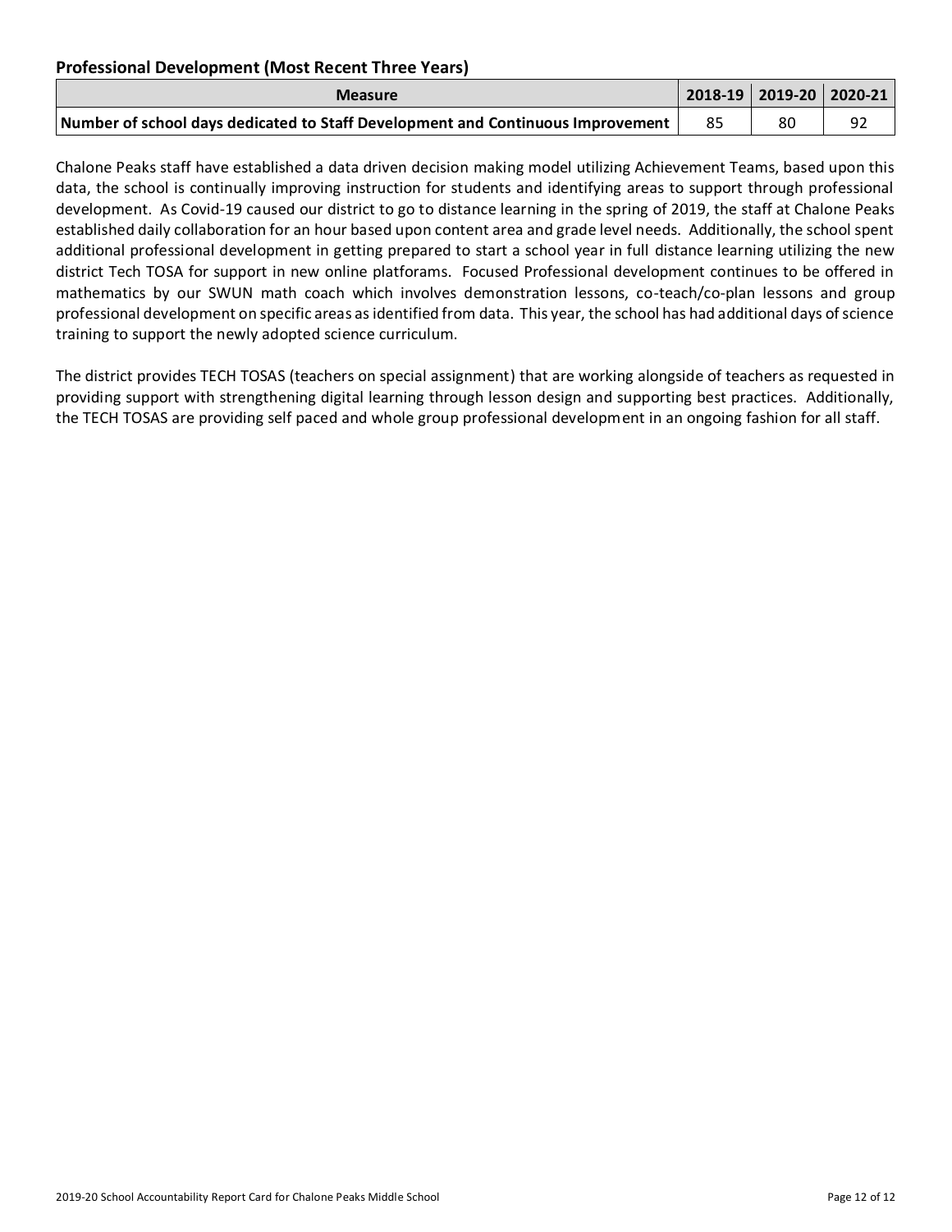### Professional Development (Most Recent Three Years)

| Measure | 2018-19 | 2019-20 | 2020-21 |
| --- | --- | --- | --- |
| Number of school days dedicated to Staff Development and Continuous Improvement | 85 | 80 | 92 |

Chalone Peaks staff have established a data driven decision making model utilizing Achievement Teams, based upon this data, the school is continually improving instruction for students and identifying areas to support through professional development. As Covid-19 caused our district to go to distance learning in the spring of 2019, the staff at Chalone Peaks established daily collaboration for an hour based upon content area and grade level needs. Additionally, the school spent additional professional development in getting prepared to start a school year in full distance learning utilizing the new district Tech TOSA for support in new online platforams. Focused Professional development continues to be offered in mathematics by our SWUN math coach which involves demonstration lessons, co-teach/co-plan lessons and group professional development on specific areas as identified from data. This year, the school has had additional days of science training to support the newly adopted science curriculum.

The district provides TECH TOSAS (teachers on special assignment) that are working alongside of teachers as requested in providing support with strengthening digital learning through lesson design and supporting best practices. Additionally, the TECH TOSAS are providing self paced and whole group professional development in an ongoing fashion for all staff.